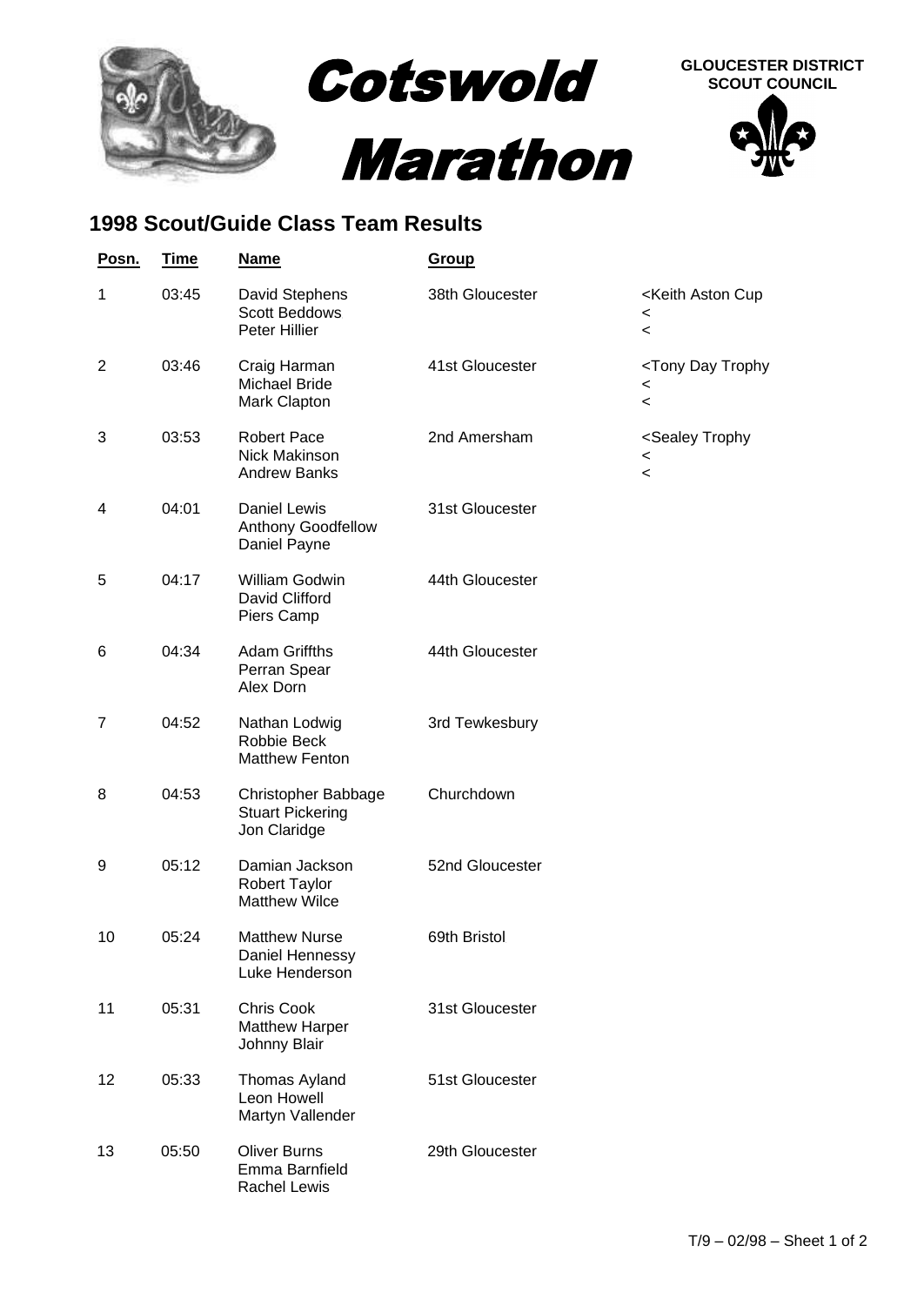# Cotswold Marathon

**GLOUCESTER DISTRICT SCOUT COUNCIL**

## 1998 Scout/Guide Class Team Results

| Posn. | Time | Name | Group | |
|---|---|---|---|---|
| 1 | 03:45 | David Stephens<br>Scott Beddows<br>Peter Hillier | 38th Gloucester | <Keith Aston Cup<br><<br>< |
| 2 | 03:46 | Craig Harman<br>Michael Bride<br>Mark Clapton | 41st Gloucester | <Tony Day Trophy<br><<br>< |
| 3 | 03:53 | Robert Pace<br>Nick Makinson<br>Andrew Banks | 2nd Amersham | <Sealey Trophy<br><<br>< |
| 4 | 04:01 | Daniel Lewis<br>Anthony Goodfellow<br>Daniel Payne | 31st Gloucester | |
| 5 | 04:17 | William Godwin<br>David Clifford<br>Piers Camp | 44th Gloucester | |
| 6 | 04:34 | Adam Griffths<br>Perran Spear<br>Alex Dorn | 44th Gloucester | |
| 7 | 04:52 | Nathan Lodwig<br>Robbie Beck<br>Matthew Fenton | 3rd Tewkesbury | |
| 8 | 04:53 | Christopher Babbage<br>Stuart Pickering<br>Jon Claridge | Churchdown | |
| 9 | 05:12 | Damian Jackson<br>Robert Taylor<br>Matthew Wilce | 52nd Gloucester | |
| 10 | 05:24 | Matthew Nurse<br>Daniel Hennessy<br>Luke Henderson | 69th Bristol | |
| 11 | 05:31 | Chris Cook<br>Matthew Harper<br>Johnny Blair | 31st Gloucester | |
| 12 | 05:33 | Thomas Ayland<br>Leon Howell<br>Martyn Vallender | 51st Gloucester | |
| 13 | 05:50 | Oliver Burns<br>Emma Barnfield<br>Rachel Lewis | 29th Gloucester | |

T/9 – 02/98 – Sheet 1 of 2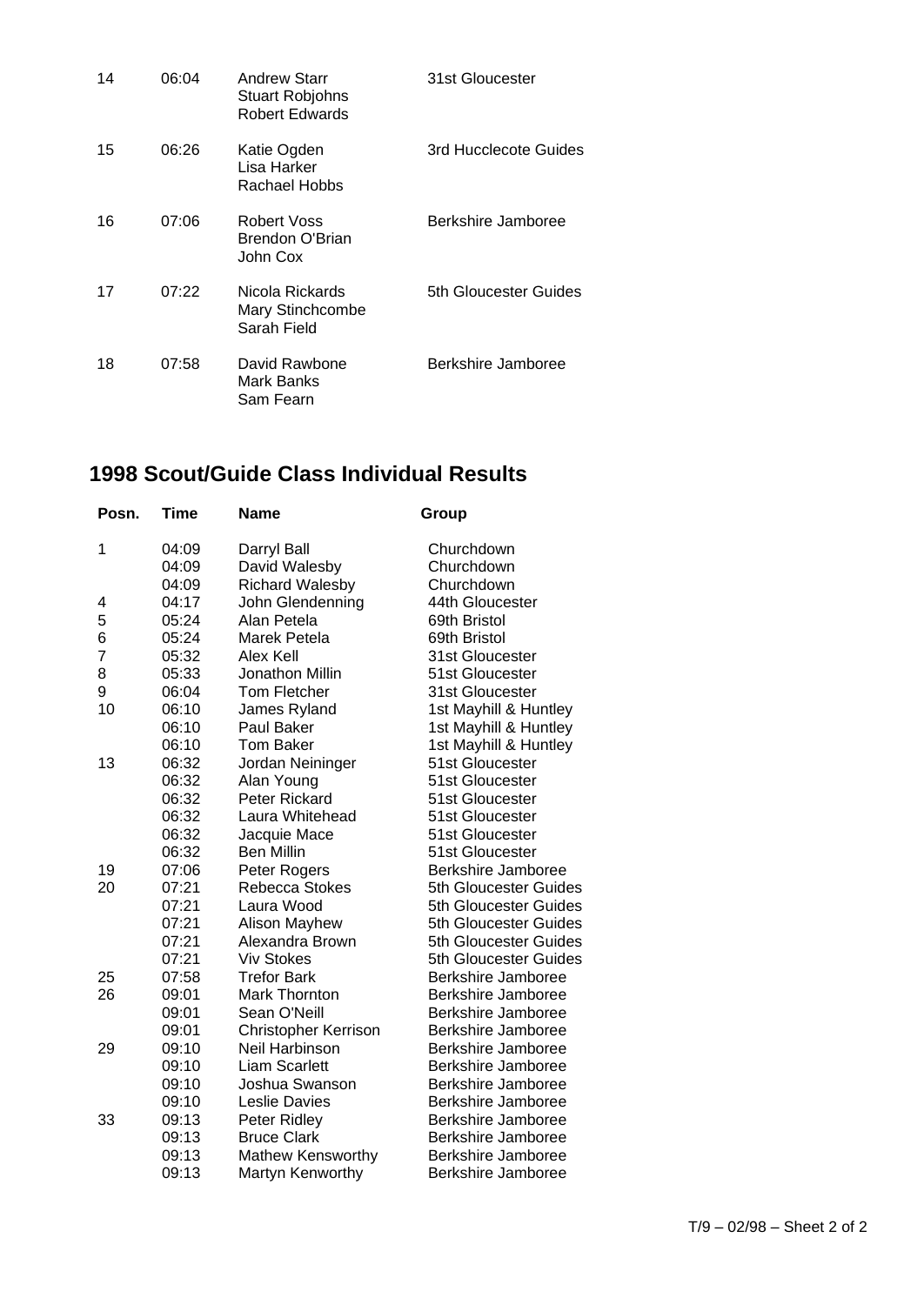| | | | |
|---|---|---|---|
| 14 | 06:04 | Andrew Starr<br>Stuart Robjohns<br>Robert Edwards | 31st Gloucester |
| 15 | 06:26 | Katie Ogden<br>Lisa Harker<br>Rachael Hobbs | 3rd Hucclecote Guides |
| 16 | 07:06 | Robert Voss<br>Brendon O'Brian<br>John Cox | Berkshire Jamboree |
| 17 | 07:22 | Nicola Rickards<br>Mary Stinchcombe<br>Sarah Field | 5th Gloucester Guides |
| 18 | 07:58 | David Rawbone<br>Mark Banks<br>Sam Fearn | Berkshire Jamboree |

## 1998 Scout/Guide Class Individual Results

| Posn. | Time | Name | Group |
|---|---|---|---|
| 1 | 04:09 | Darryl Ball | Churchdown |
| | 04:09 | David Walesby | Churchdown |
| | 04:09 | Richard Walesby | Churchdown |
| 4 | 04:17 | John Glendenning | 44th Gloucester |
| 5 | 05:24 | Alan Petela | 69th Bristol |
| 6 | 05:24 | Marek Petela | 69th Bristol |
| 7 | 05:32 | Alex Kell | 31st Gloucester |
| 8 | 05:33 | Jonathon Millin | 51st Gloucester |
| 9 | 06:04 | Tom Fletcher | 31st Gloucester |
| 10 | 06:10 | James Ryland | 1st Mayhill & Huntley |
| | 06:10 | Paul Baker | 1st Mayhill & Huntley |
| | 06:10 | Tom Baker | 1st Mayhill & Huntley |
| 13 | 06:32 | Jordan Neininger | 51st Gloucester |
| | 06:32 | Alan Young | 51st Gloucester |
| | 06:32 | Peter Rickard | 51st Gloucester |
| | 06:32 | Laura Whitehead | 51st Gloucester |
| | 06:32 | Jacquie Mace | 51st Gloucester |
| | 06:32 | Ben Millin | 51st Gloucester |
| 19 | 07:06 | Peter Rogers | Berkshire Jamboree |
| 20 | 07:21 | Rebecca Stokes | 5th Gloucester Guides |
| | 07:21 | Laura Wood | 5th Gloucester Guides |
| | 07:21 | Alison Mayhew | 5th Gloucester Guides |
| | 07:21 | Alexandra Brown | 5th Gloucester Guides |
| | 07:21 | Viv Stokes | 5th Gloucester Guides |
| 25 | 07:58 | Trefor Bark | Berkshire Jamboree |
| 26 | 09:01 | Mark Thornton | Berkshire Jamboree |
| | 09:01 | Sean O'Neill | Berkshire Jamboree |
| | 09:01 | Christopher Kerrison | Berkshire Jamboree |
| 29 | 09:10 | Neil Harbinson | Berkshire Jamboree |
| | 09:10 | Liam Scarlett | Berkshire Jamboree |
| | 09:10 | Joshua Swanson | Berkshire Jamboree |
| | 09:10 | Leslie Davies | Berkshire Jamboree |
| 33 | 09:13 | Peter Ridley | Berkshire Jamboree |
| | 09:13 | Bruce Clark | Berkshire Jamboree |
| | 09:13 | Mathew Kensworthy | Berkshire Jamboree |
| | 09:13 | Martyn Kenworthy | Berkshire Jamboree |

T/9 – 02/98